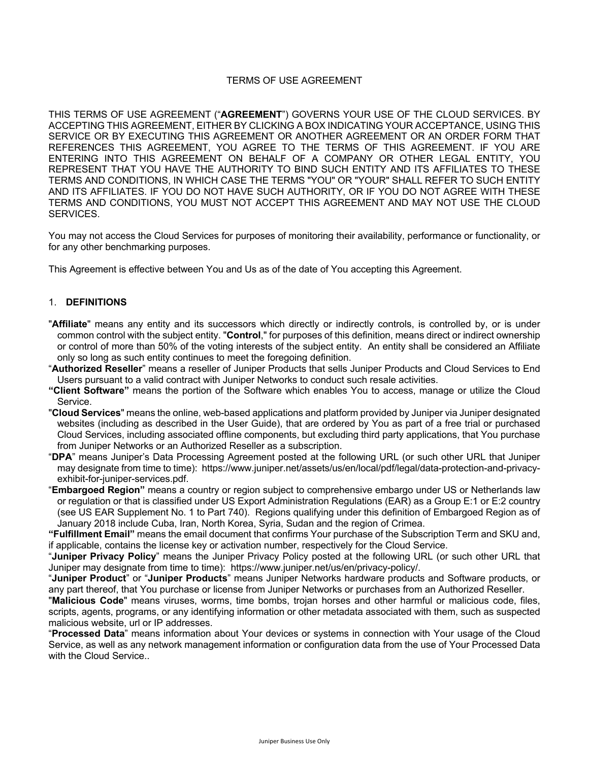# TERMS OF USE AGREEMENT

THIS TERMS OF USE AGREEMENT ("**AGREEMENT**") GOVERNS YOUR USE OF THE CLOUD SERVICES. BY ACCEPTING THIS AGREEMENT, EITHER BY CLICKING A BOX INDICATING YOUR ACCEPTANCE, USING THIS SERVICE OR BY EXECUTING THIS AGREEMENT OR ANOTHER AGREEMENT OR AN ORDER FORM THAT REFERENCES THIS AGREEMENT, YOU AGREE TO THE TERMS OF THIS AGREEMENT. IF YOU ARE ENTERING INTO THIS AGREEMENT ON BEHALF OF A COMPANY OR OTHER LEGAL ENTITY, YOU REPRESENT THAT YOU HAVE THE AUTHORITY TO BIND SUCH ENTITY AND ITS AFFILIATES TO THESE TERMS AND CONDITIONS, IN WHICH CASE THE TERMS "YOU" OR "YOUR" SHALL REFER TO SUCH ENTITY AND ITS AFFILIATES. IF YOU DO NOT HAVE SUCH AUTHORITY, OR IF YOU DO NOT AGREE WITH THESE TERMS AND CONDITIONS, YOU MUST NOT ACCEPT THIS AGREEMENT AND MAY NOT USE THE CLOUD SERVICES.

You may not access the Cloud Services for purposes of monitoring their availability, performance or functionality, or for any other benchmarking purposes.

This Agreement is effective between You and Us as of the date of You accepting this Agreement.

## 1. DEFINITIONS

"**Affiliate**" means any entity and its successors which directly or indirectly controls, is controlled by, or is under common control with the subject entity. "**Control**," for purposes of this definition, means direct or indirect ownership or control of more than 50% of the voting interests of the subject entity. An entity shall be considered an Affiliate only so long as such entity continues to meet the foregoing definition.

"**Authorized Reseller**" means a reseller of Juniper Products that sells Juniper Products and Cloud Services to End Users pursuant to a valid contract with Juniper Networks to conduct such resale activities.

**"Client Software"** means the portion of the Software which enables You to access, manage or utilize the Cloud Service.

"**Cloud Services**" means the online, web-based applications and platform provided by Juniper via Juniper designated websites (including as described in the User Guide), that are ordered by You as part of a free trial or purchased Cloud Services, including associated offline components, but excluding third party applications, that You purchase from Juniper Networks or an Authorized Reseller as a subscription.

"**DPA**" means Juniper's Data Processing Agreement posted at the following URL (or such other URL that Juniper may designate from time to time): https://www.juniper.net/assets/us/en/local/pdf/legal/data-protection-and-privacy-exhibit-for-juniper-services.pdf.

"**Embargoed Region"** means a country or region subject to comprehensive embargo under US or Netherlands law or regulation or that is classified under US Export Administration Regulations (EAR) as a Group E:1 or E:2 country (see US EAR Supplement No. 1 to Part 740). Regions qualifying under this definition of Embargoed Region as of January 2018 include Cuba, Iran, North Korea, Syria, Sudan and the region of Crimea.

**"Fulfillment Email"** means the email document that confirms Your purchase of the Subscription Term and SKU and, if applicable, contains the license key or activation number, respectively for the Cloud Service.

"**Juniper Privacy Policy**" means the Juniper Privacy Policy posted at the following URL (or such other URL that Juniper may designate from time to time): https://www.juniper.net/us/en/privacy-policy/.

"**Juniper Product**" or "**Juniper Products**" means Juniper Networks hardware products and Software products, or any part thereof, that You purchase or license from Juniper Networks or purchases from an Authorized Reseller.

"**Malicious Code**" means viruses, worms, time bombs, trojan horses and other harmful or malicious code, files, scripts, agents, programs, or any identifying information or other metadata associated with them, such as suspected malicious website, url or IP addresses.

"**Processed Data**" means information about Your devices or systems in connection with Your usage of the Cloud Service, as well as any network management information or configuration data from the use of Your Processed Data with the Cloud Service..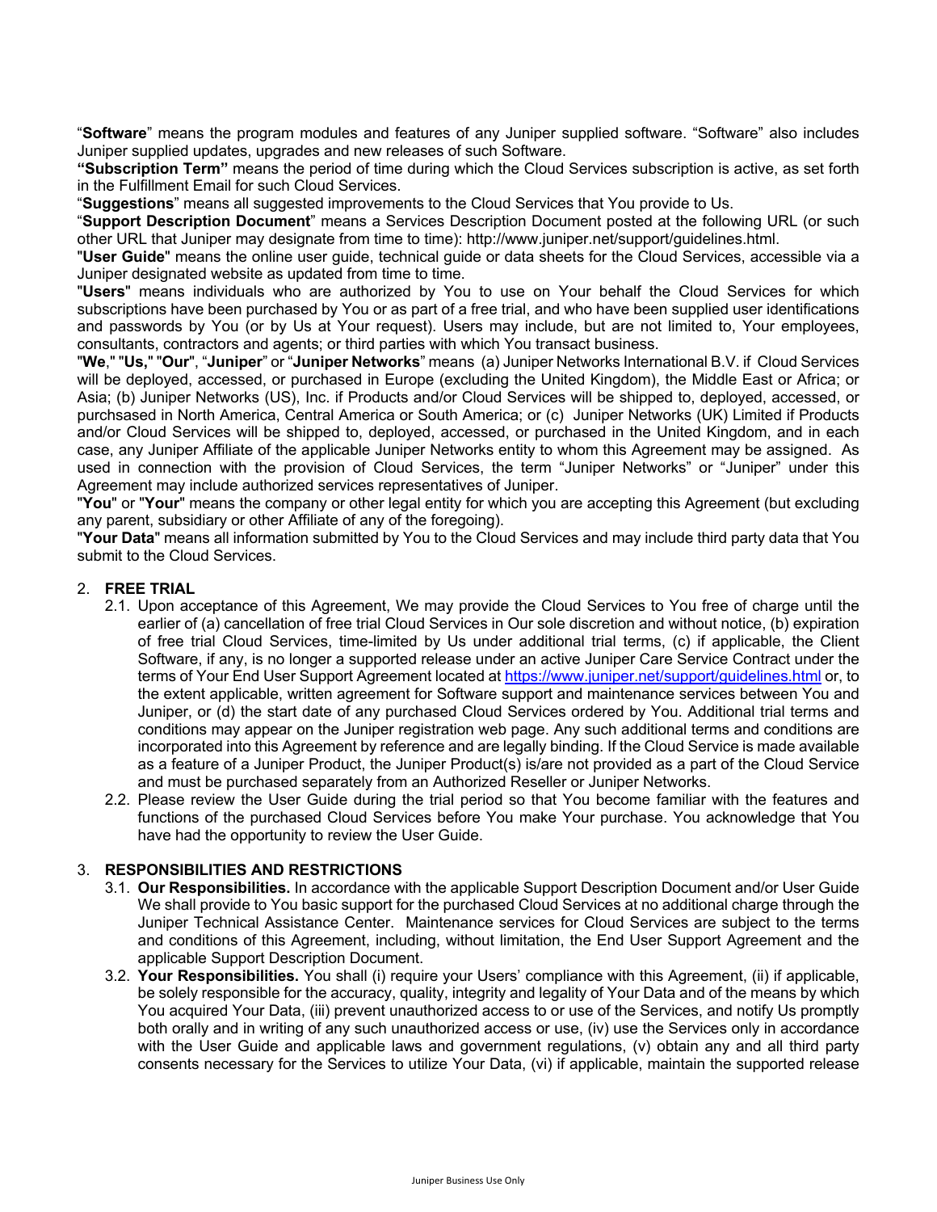"**Software**" means the program modules and features of any Juniper supplied software. "Software" also includes Juniper supplied updates, upgrades and new releases of such Software.

**"Subscription Term"** means the period of time during which the Cloud Services subscription is active, as set forth in the Fulfillment Email for such Cloud Services.

"**Suggestions**" means all suggested improvements to the Cloud Services that You provide to Us.

"**Support Description Document**" means a Services Description Document posted at the following URL (or such other URL that Juniper may designate from time to time): http://www.juniper.net/support/guidelines.html.

"**User Guide**" means the online user guide, technical guide or data sheets for the Cloud Services, accessible via a Juniper designated website as updated from time to time.

"**Users**" means individuals who are authorized by You to use on Your behalf the Cloud Services for which subscriptions have been purchased by You or as part of a free trial, and who have been supplied user identifications and passwords by You (or by Us at Your request). Users may include, but are not limited to, Your employees, consultants, contractors and agents; or third parties with which You transact business.

"**We**," "**Us,**" "**Our**", "**Juniper**" or "**Juniper Networks**" means (a) Juniper Networks International B.V. if Cloud Services will be deployed, accessed, or purchased in Europe (excluding the United Kingdom), the Middle East or Africa; or Asia; (b) Juniper Networks (US), Inc. if Products and/or Cloud Services will be shipped to, deployed, accessed, or purchsased in North America, Central America or South America; or (c) Juniper Networks (UK) Limited if Products and/or Cloud Services will be shipped to, deployed, accessed, or purchased in the United Kingdom, and in each case, any Juniper Affiliate of the applicable Juniper Networks entity to whom this Agreement may be assigned. As used in connection with the provision of Cloud Services, the term "Juniper Networks" or "Juniper" under this Agreement may include authorized services representatives of Juniper.

"**You**" or "**Your**" means the company or other legal entity for which you are accepting this Agreement (but excluding any parent, subsidiary or other Affiliate of any of the foregoing).

"**Your Data**" means all information submitted by You to the Cloud Services and may include third party data that You submit to the Cloud Services.

2. **FREE TRIAL**

2.1. Upon acceptance of this Agreement, We may provide the Cloud Services to You free of charge until the earlier of (a) cancellation of free trial Cloud Services in Our sole discretion and without notice, (b) expiration of free trial Cloud Services, time-limited by Us under additional trial terms, (c) if applicable, the Client Software, if any, is no longer a supported release under an active Juniper Care Service Contract under the terms of Your End User Support Agreement located at https://www.juniper.net/support/guidelines.html or, to the extent applicable, written agreement for Software support and maintenance services between You and Juniper, or (d) the start date of any purchased Cloud Services ordered by You. Additional trial terms and conditions may appear on the Juniper registration web page. Any such additional terms and conditions are incorporated into this Agreement by reference and are legally binding. If the Cloud Service is made available as a feature of a Juniper Product, the Juniper Product(s) is/are not provided as a part of the Cloud Service and must be purchased separately from an Authorized Reseller or Juniper Networks.

2.2. Please review the User Guide during the trial period so that You become familiar with the features and functions of the purchased Cloud Services before You make Your purchase. You acknowledge that You have had the opportunity to review the User Guide.

3. **RESPONSIBILITIES AND RESTRICTIONS**

3.1. **Our Responsibilities.** In accordance with the applicable Support Description Document and/or User Guide We shall provide to You basic support for the purchased Cloud Services at no additional charge through the Juniper Technical Assistance Center. Maintenance services for Cloud Services are subject to the terms and conditions of this Agreement, including, without limitation, the End User Support Agreement and the applicable Support Description Document.

3.2. **Your Responsibilities.** You shall (i) require your Users' compliance with this Agreement, (ii) if applicable, be solely responsible for the accuracy, quality, integrity and legality of Your Data and of the means by which You acquired Your Data, (iii) prevent unauthorized access to or use of the Services, and notify Us promptly both orally and in writing of any such unauthorized access or use, (iv) use the Services only in accordance with the User Guide and applicable laws and government regulations, (v) obtain any and all third party consents necessary for the Services to utilize Your Data, (vi) if applicable, maintain the supported release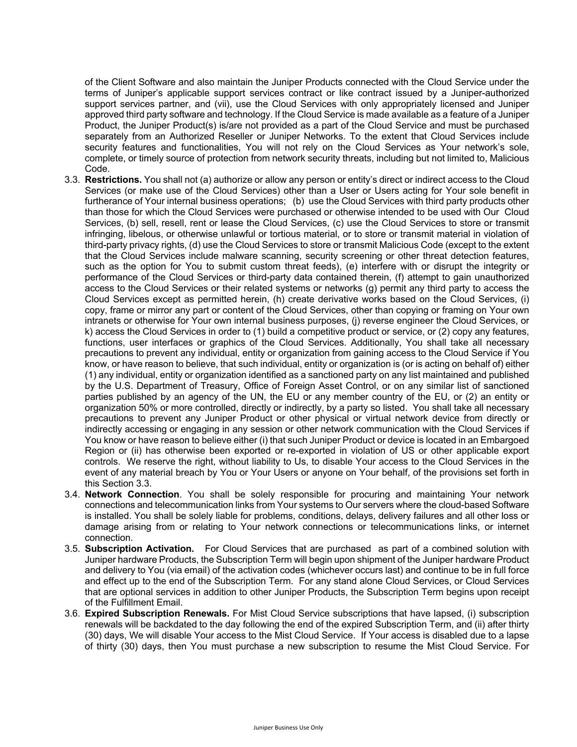of the Client Software and also maintain the Juniper Products connected with the Cloud Service under the terms of Juniper's applicable support services contract or like contract issued by a Juniper-authorized support services partner, and (vii), use the Cloud Services with only appropriately licensed and Juniper approved third party software and technology. If the Cloud Service is made available as a feature of a Juniper Product, the Juniper Product(s) is/are not provided as a part of the Cloud Service and must be purchased separately from an Authorized Reseller or Juniper Networks. To the extent that Cloud Services include security features and functionalities, You will not rely on the Cloud Services as Your network's sole, complete, or timely source of protection from network security threats, including but not limited to, Malicious Code.

3.3. **Restrictions.** You shall not (a) authorize or allow any person or entity's direct or indirect access to the Cloud Services (or make use of the Cloud Services) other than a User or Users acting for Your sole benefit in furtherance of Your internal business operations; (b) use the Cloud Services with third party products other than those for which the Cloud Services were purchased or otherwise intended to be used with Our Cloud Services, (b) sell, resell, rent or lease the Cloud Services, (c) use the Cloud Services to store or transmit infringing, libelous, or otherwise unlawful or tortious material, or to store or transmit material in violation of third-party privacy rights, (d) use the Cloud Services to store or transmit Malicious Code (except to the extent that the Cloud Services include malware scanning, security screening or other threat detection features, such as the option for You to submit custom threat feeds), (e) interfere with or disrupt the integrity or performance of the Cloud Services or third-party data contained therein, (f) attempt to gain unauthorized access to the Cloud Services or their related systems or networks (g) permit any third party to access the Cloud Services except as permitted herein, (h) create derivative works based on the Cloud Services, (i) copy, frame or mirror any part or content of the Cloud Services, other than copying or framing on Your own intranets or otherwise for Your own internal business purposes, (j) reverse engineer the Cloud Services, or k) access the Cloud Services in order to (1) build a competitive product or service, or (2) copy any features, functions, user interfaces or graphics of the Cloud Services. Additionally, You shall take all necessary precautions to prevent any individual, entity or organization from gaining access to the Cloud Service if You know, or have reason to believe, that such individual, entity or organization is (or is acting on behalf of) either (1) any individual, entity or organization identified as a sanctioned party on any list maintained and published by the U.S. Department of Treasury, Office of Foreign Asset Control, or on any similar list of sanctioned parties published by an agency of the UN, the EU or any member country of the EU, or (2) an entity or organization 50% or more controlled, directly or indirectly, by a party so listed. You shall take all necessary precautions to prevent any Juniper Product or other physical or virtual network device from directly or indirectly accessing or engaging in any session or other network communication with the Cloud Services if You know or have reason to believe either (i) that such Juniper Product or device is located in an Embargoed Region or (ii) has otherwise been exported or re-exported in violation of US or other applicable export controls. We reserve the right, without liability to Us, to disable Your access to the Cloud Services in the event of any material breach by You or Your Users or anyone on Your behalf, of the provisions set forth in this Section 3.3.

3.4. **Network Connection**. You shall be solely responsible for procuring and maintaining Your network connections and telecommunication links from Your systems to Our servers where the cloud-based Software is installed. You shall be solely liable for problems, conditions, delays, delivery failures and all other loss or damage arising from or relating to Your network connections or telecommunications links, or internet connection.

3.5. **Subscription Activation.** For Cloud Services that are purchased as part of a combined solution with Juniper hardware Products, the Subscription Term will begin upon shipment of the Juniper hardware Product and delivery to You (via email) of the activation codes (whichever occurs last) and continue to be in full force and effect up to the end of the Subscription Term. For any stand alone Cloud Services, or Cloud Services that are optional services in addition to other Juniper Products, the Subscription Term begins upon receipt of the Fulfillment Email.

3.6. **Expired Subscription Renewals.** For Mist Cloud Service subscriptions that have lapsed, (i) subscription renewals will be backdated to the day following the end of the expired Subscription Term, and (ii) after thirty (30) days, We will disable Your access to the Mist Cloud Service. If Your access is disabled due to a lapse of thirty (30) days, then You must purchase a new subscription to resume the Mist Cloud Service. For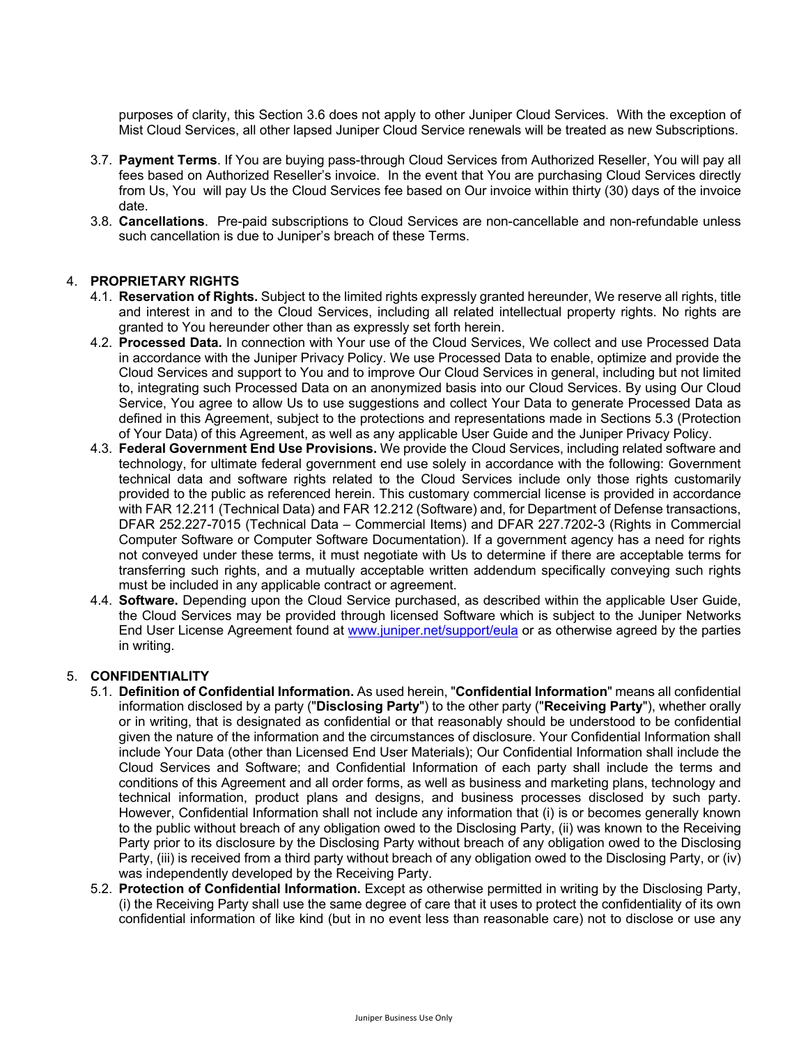purposes of clarity, this Section 3.6 does not apply to other Juniper Cloud Services. With the exception of Mist Cloud Services, all other lapsed Juniper Cloud Service renewals will be treated as new Subscriptions.

3.7. **Payment Terms**. If You are buying pass-through Cloud Services from Authorized Reseller, You will pay all fees based on Authorized Reseller's invoice. In the event that You are purchasing Cloud Services directly from Us, You will pay Us the Cloud Services fee based on Our invoice within thirty (30) days of the invoice date.

3.8. **Cancellations**. Pre-paid subscriptions to Cloud Services are non-cancellable and non-refundable unless such cancellation is due to Juniper's breach of these Terms.

4. **PROPRIETARY RIGHTS**

4.1. **Reservation of Rights.** Subject to the limited rights expressly granted hereunder, We reserve all rights, title and interest in and to the Cloud Services, including all related intellectual property rights. No rights are granted to You hereunder other than as expressly set forth herein.

4.2. **Processed Data.** In connection with Your use of the Cloud Services, We collect and use Processed Data in accordance with the Juniper Privacy Policy. We use Processed Data to enable, optimize and provide the Cloud Services and support to You and to improve Our Cloud Services in general, including but not limited to, integrating such Processed Data on an anonymized basis into our Cloud Services. By using Our Cloud Service, You agree to allow Us to use suggestions and collect Your Data to generate Processed Data as defined in this Agreement, subject to the protections and representations made in Sections 5.3 (Protection of Your Data) of this Agreement, as well as any applicable User Guide and the Juniper Privacy Policy.

4.3. **Federal Government End Use Provisions.** We provide the Cloud Services, including related software and technology, for ultimate federal government end use solely in accordance with the following: Government technical data and software rights related to the Cloud Services include only those rights customarily provided to the public as referenced herein. This customary commercial license is provided in accordance with FAR 12.211 (Technical Data) and FAR 12.212 (Software) and, for Department of Defense transactions, DFAR 252.227-7015 (Technical Data – Commercial Items) and DFAR 227.7202-3 (Rights in Commercial Computer Software or Computer Software Documentation). If a government agency has a need for rights not conveyed under these terms, it must negotiate with Us to determine if there are acceptable terms for transferring such rights, and a mutually acceptable written addendum specifically conveying such rights must be included in any applicable contract or agreement.

4.4. **Software.** Depending upon the Cloud Service purchased, as described within the applicable User Guide, the Cloud Services may be provided through licensed Software which is subject to the Juniper Networks End User License Agreement found at [www.juniper.net/support/eula](www.juniper.net/support/eula) or as otherwise agreed by the parties in writing.

5. **CONFIDENTIALITY**

5.1. **Definition of Confidential Information.** As used herein, "**Confidential Information**" means all confidential information disclosed by a party ("**Disclosing Party**") to the other party ("**Receiving Party**"), whether orally or in writing, that is designated as confidential or that reasonably should be understood to be confidential given the nature of the information and the circumstances of disclosure. Your Confidential Information shall include Your Data (other than Licensed End User Materials); Our Confidential Information shall include the Cloud Services and Software; and Confidential Information of each party shall include the terms and conditions of this Agreement and all order forms, as well as business and marketing plans, technology and technical information, product plans and designs, and business processes disclosed by such party. However, Confidential Information shall not include any information that (i) is or becomes generally known to the public without breach of any obligation owed to the Disclosing Party, (ii) was known to the Receiving Party prior to its disclosure by the Disclosing Party without breach of any obligation owed to the Disclosing Party, (iii) is received from a third party without breach of any obligation owed to the Disclosing Party, or (iv) was independently developed by the Receiving Party.

5.2. **Protection of Confidential Information.** Except as otherwise permitted in writing by the Disclosing Party, (i) the Receiving Party shall use the same degree of care that it uses to protect the confidentiality of its own confidential information of like kind (but in no event less than reasonable care) not to disclose or use any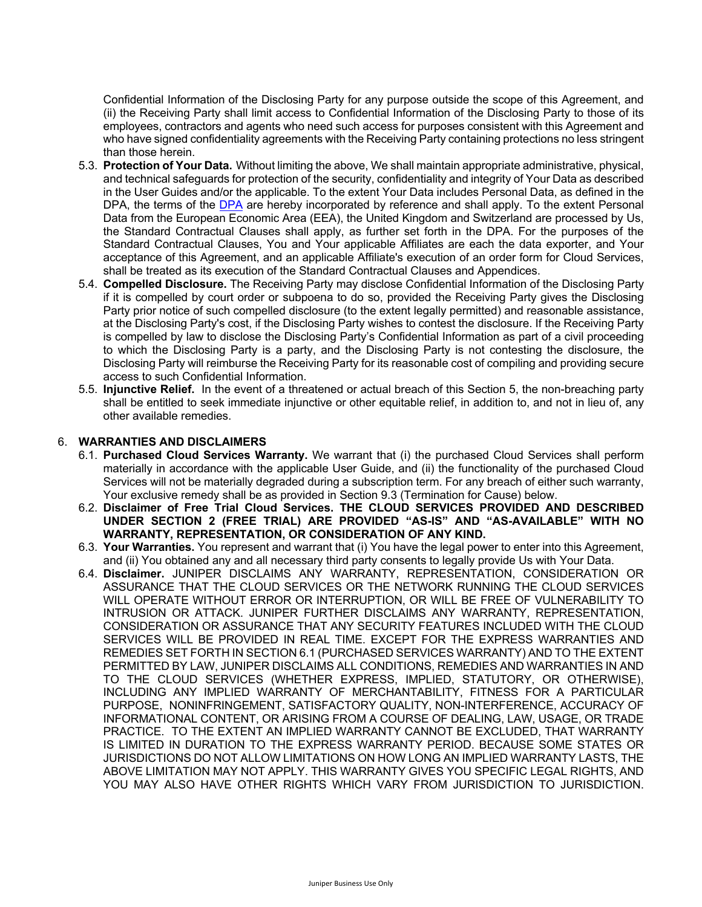Confidential Information of the Disclosing Party for any purpose outside the scope of this Agreement, and (ii) the Receiving Party shall limit access to Confidential Information of the Disclosing Party to those of its employees, contractors and agents who need such access for purposes consistent with this Agreement and who have signed confidentiality agreements with the Receiving Party containing protections no less stringent than those herein.

5.3. **Protection of Your Data.** Without limiting the above, We shall maintain appropriate administrative, physical, and technical safeguards for protection of the security, confidentiality and integrity of Your Data as described in the User Guides and/or the applicable. To the extent Your Data includes Personal Data, as defined in the DPA, the terms of the DPA are hereby incorporated by reference and shall apply. To the extent Personal Data from the European Economic Area (EEA), the United Kingdom and Switzerland are processed by Us, the Standard Contractual Clauses shall apply, as further set forth in the DPA. For the purposes of the Standard Contractual Clauses, You and Your applicable Affiliates are each the data exporter, and Your acceptance of this Agreement, and an applicable Affiliate's execution of an order form for Cloud Services, shall be treated as its execution of the Standard Contractual Clauses and Appendices.

5.4. **Compelled Disclosure.** The Receiving Party may disclose Confidential Information of the Disclosing Party if it is compelled by court order or subpoena to do so, provided the Receiving Party gives the Disclosing Party prior notice of such compelled disclosure (to the extent legally permitted) and reasonable assistance, at the Disclosing Party's cost, if the Disclosing Party wishes to contest the disclosure. If the Receiving Party is compelled by law to disclose the Disclosing Party's Confidential Information as part of a civil proceeding to which the Disclosing Party is a party, and the Disclosing Party is not contesting the disclosure, the Disclosing Party will reimburse the Receiving Party for its reasonable cost of compiling and providing secure access to such Confidential Information.

5.5. **Injunctive Relief.** In the event of a threatened or actual breach of this Section 5, the non-breaching party shall be entitled to seek immediate injunctive or other equitable relief, in addition to, and not in lieu of, any other available remedies.

## 6. WARRANTIES AND DISCLAIMERS

6.1. **Purchased Cloud Services Warranty.** We warrant that (i) the purchased Cloud Services shall perform materially in accordance with the applicable User Guide, and (ii) the functionality of the purchased Cloud Services will not be materially degraded during a subscription term. For any breach of either such warranty, Your exclusive remedy shall be as provided in Section 9.3 (Termination for Cause) below.

6.2. **Disclaimer of Free Trial Cloud Services. THE CLOUD SERVICES PROVIDED AND DESCRIBED UNDER SECTION 2 (FREE TRIAL) ARE PROVIDED "AS-IS" AND "AS-AVAILABLE" WITH NO WARRANTY, REPRESENTATION, OR CONSIDERATION OF ANY KIND.**

6.3. **Your Warranties.** You represent and warrant that (i) You have the legal power to enter into this Agreement, and (ii) You obtained any and all necessary third party consents to legally provide Us with Your Data.

6.4. **Disclaimer.** JUNIPER DISCLAIMS ANY WARRANTY, REPRESENTATION, CONSIDERATION OR ASSURANCE THAT THE CLOUD SERVICES OR THE NETWORK RUNNING THE CLOUD SERVICES WILL OPERATE WITHOUT ERROR OR INTERRUPTION, OR WILL BE FREE OF VULNERABILITY TO INTRUSION OR ATTACK. JUNIPER FURTHER DISCLAIMS ANY WARRANTY, REPRESENTATION, CONSIDERATION OR ASSURANCE THAT ANY SECURITY FEATURES INCLUDED WITH THE CLOUD SERVICES WILL BE PROVIDED IN REAL TIME. EXCEPT FOR THE EXPRESS WARRANTIES AND REMEDIES SET FORTH IN SECTION 6.1 (PURCHASED SERVICES WARRANTY) AND TO THE EXTENT PERMITTED BY LAW, JUNIPER DISCLAIMS ALL CONDITIONS, REMEDIES AND WARRANTIES IN AND TO THE CLOUD SERVICES (WHETHER EXPRESS, IMPLIED, STATUTORY, OR OTHERWISE), INCLUDING ANY IMPLIED WARRANTY OF MERCHANTABILITY, FITNESS FOR A PARTICULAR PURPOSE, NONINFRINGEMENT, SATISFACTORY QUALITY, NON-INTERFERENCE, ACCURACY OF INFORMATIONAL CONTENT, OR ARISING FROM A COURSE OF DEALING, LAW, USAGE, OR TRADE PRACTICE. TO THE EXTENT AN IMPLIED WARRANTY CANNOT BE EXCLUDED, THAT WARRANTY IS LIMITED IN DURATION TO THE EXPRESS WARRANTY PERIOD. BECAUSE SOME STATES OR JURISDICTIONS DO NOT ALLOW LIMITATIONS ON HOW LONG AN IMPLIED WARRANTY LASTS, THE ABOVE LIMITATION MAY NOT APPLY. THIS WARRANTY GIVES YOU SPECIFIC LEGAL RIGHTS, AND YOU MAY ALSO HAVE OTHER RIGHTS WHICH VARY FROM JURISDICTION TO JURISDICTION.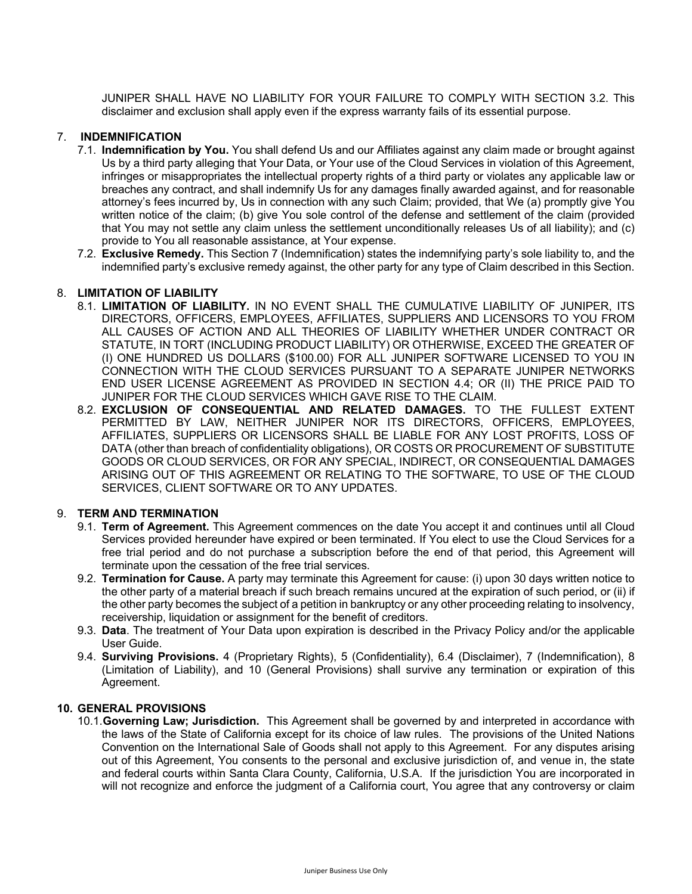JUNIPER SHALL HAVE NO LIABILITY FOR YOUR FAILURE TO COMPLY WITH SECTION 3.2. This disclaimer and exclusion shall apply even if the express warranty fails of its essential purpose.

## 7. INDEMNIFICATION

7.1. **Indemnification by You.** You shall defend Us and our Affiliates against any claim made or brought against Us by a third party alleging that Your Data, or Your use of the Cloud Services in violation of this Agreement, infringes or misappropriates the intellectual property rights of a third party or violates any applicable law or breaches any contract, and shall indemnify Us for any damages finally awarded against, and for reasonable attorney's fees incurred by, Us in connection with any such Claim; provided, that We (a) promptly give You written notice of the claim; (b) give You sole control of the defense and settlement of the claim (provided that You may not settle any claim unless the settlement unconditionally releases Us of all liability); and (c) provide to You all reasonable assistance, at Your expense.

7.2. **Exclusive Remedy.** This Section 7 (Indemnification) states the indemnifying party's sole liability to, and the indemnified party's exclusive remedy against, the other party for any type of Claim described in this Section.

## 8. LIMITATION OF LIABILITY

8.1. **LIMITATION OF LIABILITY.** IN NO EVENT SHALL THE CUMULATIVE LIABILITY OF JUNIPER, ITS DIRECTORS, OFFICERS, EMPLOYEES, AFFILIATES, SUPPLIERS AND LICENSORS TO YOU FROM ALL CAUSES OF ACTION AND ALL THEORIES OF LIABILITY WHETHER UNDER CONTRACT OR STATUTE, IN TORT (INCLUDING PRODUCT LIABILITY) OR OTHERWISE, EXCEED THE GREATER OF (I) ONE HUNDRED US DOLLARS ($100.00) FOR ALL JUNIPER SOFTWARE LICENSED TO YOU IN CONNECTION WITH THE CLOUD SERVICES PURSUANT TO A SEPARATE JUNIPER NETWORKS END USER LICENSE AGREEMENT AS PROVIDED IN SECTION 4.4; OR (II) THE PRICE PAID TO JUNIPER FOR THE CLOUD SERVICES WHICH GAVE RISE TO THE CLAIM.

8.2. **EXCLUSION OF CONSEQUENTIAL AND RELATED DAMAGES.** TO THE FULLEST EXTENT PERMITTED BY LAW, NEITHER JUNIPER NOR ITS DIRECTORS, OFFICERS, EMPLOYEES, AFFILIATES, SUPPLIERS OR LICENSORS SHALL BE LIABLE FOR ANY LOST PROFITS, LOSS OF DATA (other than breach of confidentiality obligations), OR COSTS OR PROCUREMENT OF SUBSTITUTE GOODS OR CLOUD SERVICES, OR FOR ANY SPECIAL, INDIRECT, OR CONSEQUENTIAL DAMAGES ARISING OUT OF THIS AGREEMENT OR RELATING TO THE SOFTWARE, TO USE OF THE CLOUD SERVICES, CLIENT SOFTWARE OR TO ANY UPDATES.

## 9. TERM AND TERMINATION

9.1. **Term of Agreement.** This Agreement commences on the date You accept it and continues until all Cloud Services provided hereunder have expired or been terminated. If You elect to use the Cloud Services for a free trial period and do not purchase a subscription before the end of that period, this Agreement will terminate upon the cessation of the free trial services.

9.2. **Termination for Cause.** A party may terminate this Agreement for cause: (i) upon 30 days written notice to the other party of a material breach if such breach remains uncured at the expiration of such period, or (ii) if the other party becomes the subject of a petition in bankruptcy or any other proceeding relating to insolvency, receivership, liquidation or assignment for the benefit of creditors.

9.3. **Data**. The treatment of Your Data upon expiration is described in the Privacy Policy and/or the applicable User Guide.

9.4. **Surviving Provisions.** 4 (Proprietary Rights), 5 (Confidentiality), 6.4 (Disclaimer), 7 (Indemnification), 8 (Limitation of Liability), and 10 (General Provisions) shall survive any termination or expiration of this Agreement.

## 10. GENERAL PROVISIONS

10.1. **Governing Law; Jurisdiction.** This Agreement shall be governed by and interpreted in accordance with the laws of the State of California except for its choice of law rules. The provisions of the United Nations Convention on the International Sale of Goods shall not apply to this Agreement. For any disputes arising out of this Agreement, You consents to the personal and exclusive jurisdiction of, and venue in, the state and federal courts within Santa Clara County, California, U.S.A. If the jurisdiction You are incorporated in will not recognize and enforce the judgment of a California court, You agree that any controversy or claim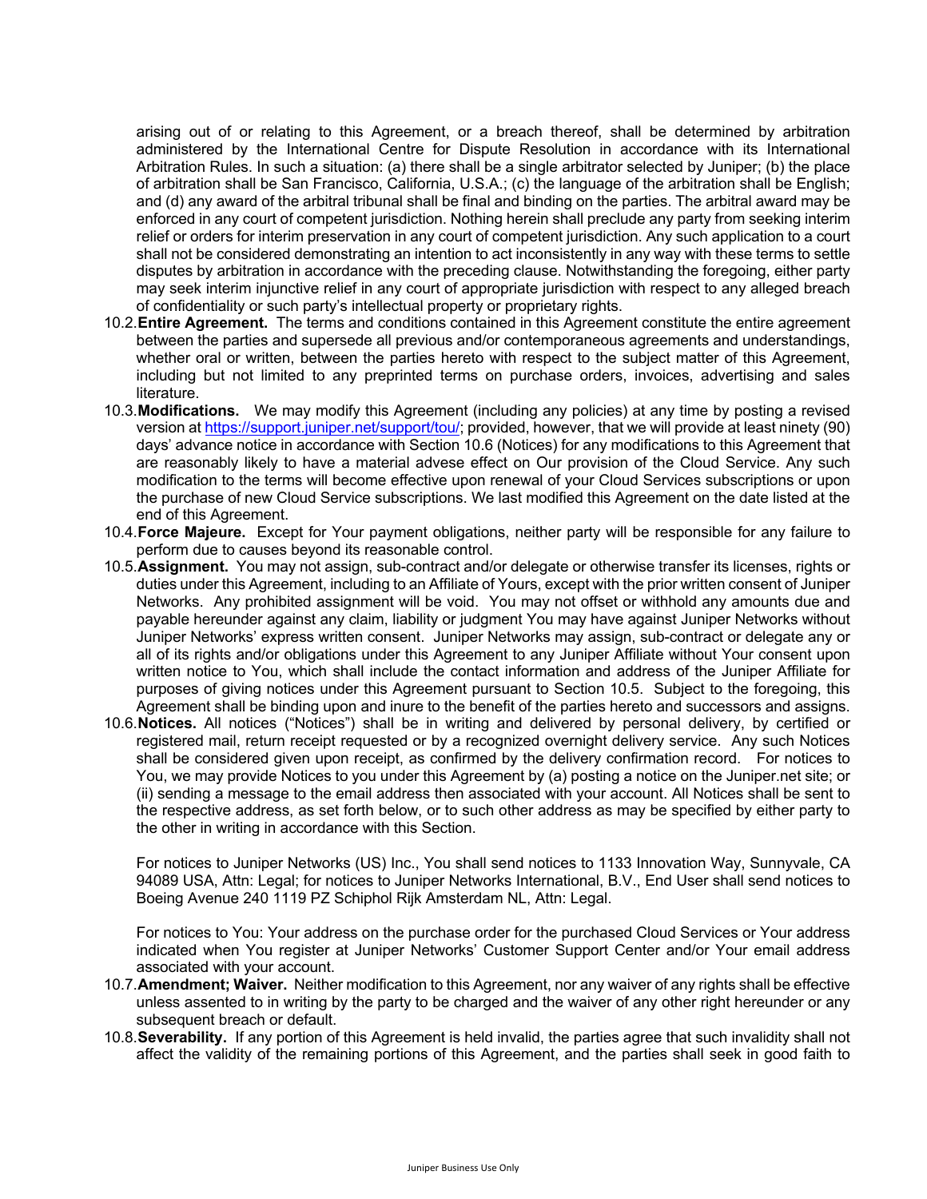arising out of or relating to this Agreement, or a breach thereof, shall be determined by arbitration administered by the International Centre for Dispute Resolution in accordance with its International Arbitration Rules. In such a situation: (a) there shall be a single arbitrator selected by Juniper; (b) the place of arbitration shall be San Francisco, California, U.S.A.; (c) the language of the arbitration shall be English; and (d) any award of the arbitral tribunal shall be final and binding on the parties. The arbitral award may be enforced in any court of competent jurisdiction. Nothing herein shall preclude any party from seeking interim relief or orders for interim preservation in any court of competent jurisdiction. Any such application to a court shall not be considered demonstrating an intention to act inconsistently in any way with these terms to settle disputes by arbitration in accordance with the preceding clause. Notwithstanding the foregoing, either party may seek interim injunctive relief in any court of appropriate jurisdiction with respect to any alleged breach of confidentiality or such party's intellectual property or proprietary rights.

10.2. **Entire Agreement.** The terms and conditions contained in this Agreement constitute the entire agreement between the parties and supersede all previous and/or contemporaneous agreements and understandings, whether oral or written, between the parties hereto with respect to the subject matter of this Agreement, including but not limited to any preprinted terms on purchase orders, invoices, advertising and sales literature.

10.3. **Modifications.** We may modify this Agreement (including any policies) at any time by posting a revised version at https://support.juniper.net/support/tou/; provided, however, that we will provide at least ninety (90) days' advance notice in accordance with Section 10.6 (Notices) for any modifications to this Agreement that are reasonably likely to have a material advese effect on Our provision of the Cloud Service. Any such modification to the terms will become effective upon renewal of your Cloud Services subscriptions or upon the purchase of new Cloud Service subscriptions. We last modified this Agreement on the date listed at the end of this Agreement.

10.4. **Force Majeure.** Except for Your payment obligations, neither party will be responsible for any failure to perform due to causes beyond its reasonable control.

10.5. **Assignment.** You may not assign, sub-contract and/or delegate or otherwise transfer its licenses, rights or duties under this Agreement, including to an Affiliate of Yours, except with the prior written consent of Juniper Networks. Any prohibited assignment will be void. You may not offset or withhold any amounts due and payable hereunder against any claim, liability or judgment You may have against Juniper Networks without Juniper Networks' express written consent. Juniper Networks may assign, sub-contract or delegate any or all of its rights and/or obligations under this Agreement to any Juniper Affiliate without Your consent upon written notice to You, which shall include the contact information and address of the Juniper Affiliate for purposes of giving notices under this Agreement pursuant to Section 10.5. Subject to the foregoing, this Agreement shall be binding upon and inure to the benefit of the parties hereto and successors and assigns.

10.6. **Notices.** All notices ("Notices") shall be in writing and delivered by personal delivery, by certified or registered mail, return receipt requested or by a recognized overnight delivery service. Any such Notices shall be considered given upon receipt, as confirmed by the delivery confirmation record. For notices to You, we may provide Notices to you under this Agreement by (a) posting a notice on the Juniper.net site; or (ii) sending a message to the email address then associated with your account. All Notices shall be sent to the respective address, as set forth below, or to such other address as may be specified by either party to the other in writing in accordance with this Section.

For notices to Juniper Networks (US) Inc., You shall send notices to 1133 Innovation Way, Sunnyvale, CA 94089 USA, Attn: Legal; for notices to Juniper Networks International, B.V., End User shall send notices to Boeing Avenue 240 1119 PZ Schiphol Rijk Amsterdam NL, Attn: Legal.

For notices to You: Your address on the purchase order for the purchased Cloud Services or Your address indicated when You register at Juniper Networks' Customer Support Center and/or Your email address associated with your account.

10.7. **Amendment; Waiver.** Neither modification to this Agreement, nor any waiver of any rights shall be effective unless assented to in writing by the party to be charged and the waiver of any other right hereunder or any subsequent breach or default.

10.8. **Severability.** If any portion of this Agreement is held invalid, the parties agree that such invalidity shall not affect the validity of the remaining portions of this Agreement, and the parties shall seek in good faith to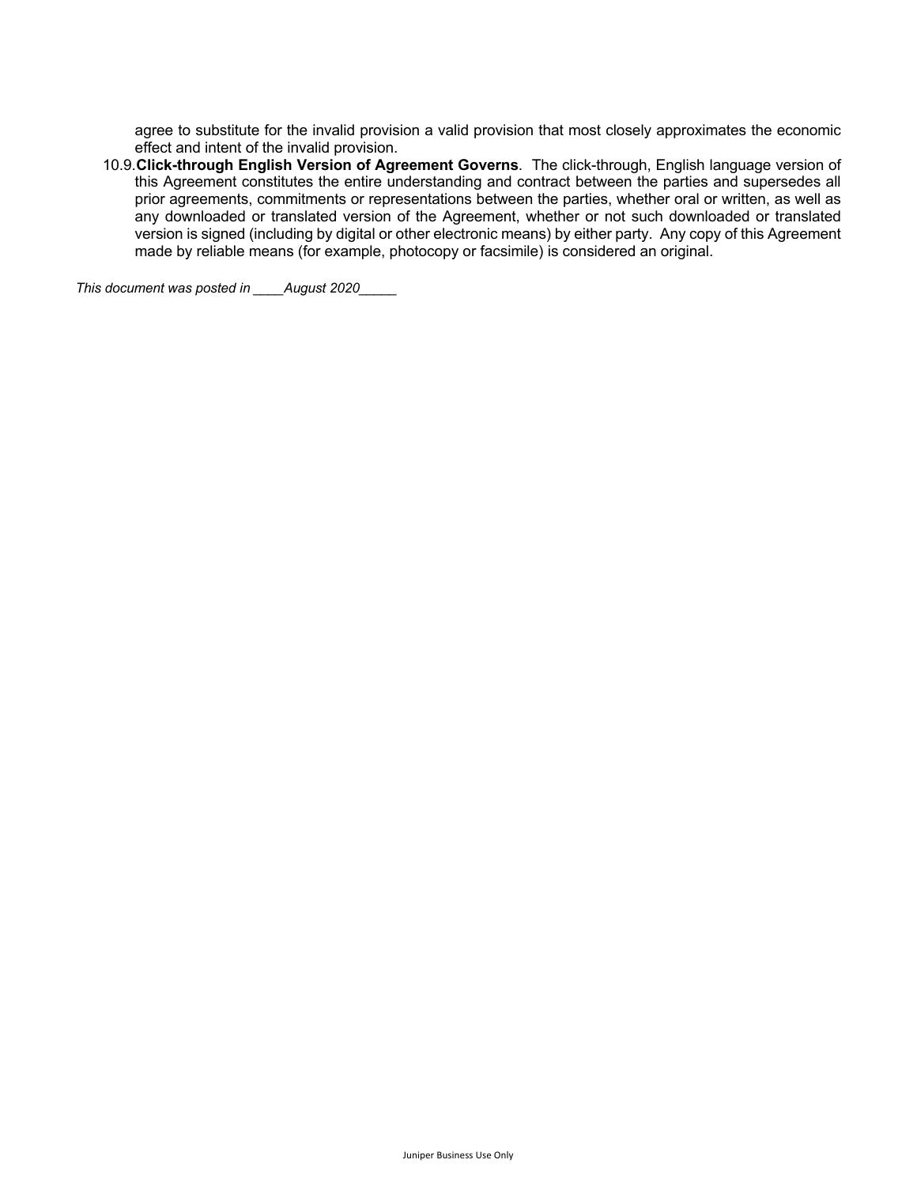agree to substitute for the invalid provision a valid provision that most closely approximates the economic effect and intent of the invalid provision.

10.9. **Click-through English Version of Agreement Governs**. The click-through, English language version of this Agreement constitutes the entire understanding and contract between the parties and supersedes all prior agreements, commitments or representations between the parties, whether oral or written, as well as any downloaded or translated version of the Agreement, whether or not such downloaded or translated version is signed (including by digital or other electronic means) by either party. Any copy of this Agreement made by reliable means (for example, photocopy or facsimile) is considered an original.

*This document was posted in ____August 2020_____*